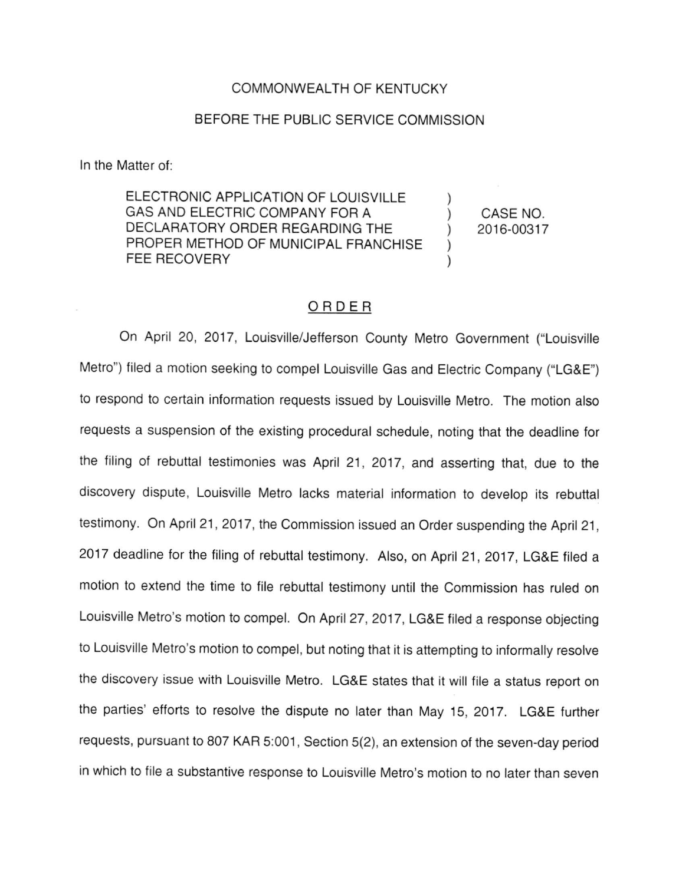COMMONWEALTH OF KENTUCKY

BEFORE THE PUBLIC SERVICE COMMISSION

In the Matter of:

| | | |
|---|---|---|
| ELECTRONIC APPLICATION OF LOUISVILLE GAS AND ELECTRIC COMPANY FOR A DECLARATORY ORDER REGARDING THE PROPER METHOD OF MUNICIPAL FRANCHISE FEE RECOVERY | ) ) ) ) ) | CASE NO. 2016-00317 |

## ORDER

On April 20, 2017, Louisville/Jefferson County Metro Government ("Louisville Metro") filed a motion seeking to compel Louisville Gas and Electric Company ("LG&E") to respond to certain information requests issued by Louisville Metro. The motion also requests a suspension of the existing procedural schedule, noting that the deadline for the filing of rebuttal testimonies was April 21, 2017, and asserting that, due to the discovery dispute, Louisville Metro lacks material information to develop its rebuttal testimony. On April 21, 2017, the Commission issued an Order suspending the April 21, 2017 deadline for the filing of rebuttal testimony. Also, on April 21, 2017, LG&E filed a motion to extend the time to file rebuttal testimony until the Commission has ruled on Louisville Metro's motion to compel. On April 27, 2017, LG&E filed a response objecting to Louisville Metro's motion to compel, but noting that it is attempting to informally resolve the discovery issue with Louisville Metro. LG&E states that it will file a status report on the parties' efforts to resolve the dispute no later than May 15, 2017. LG&E further requests, pursuant to 807 KAR 5:001, Section 5(2), an extension of the seven-day period in which to file a substantive response to Louisville Metro's motion to no later than seven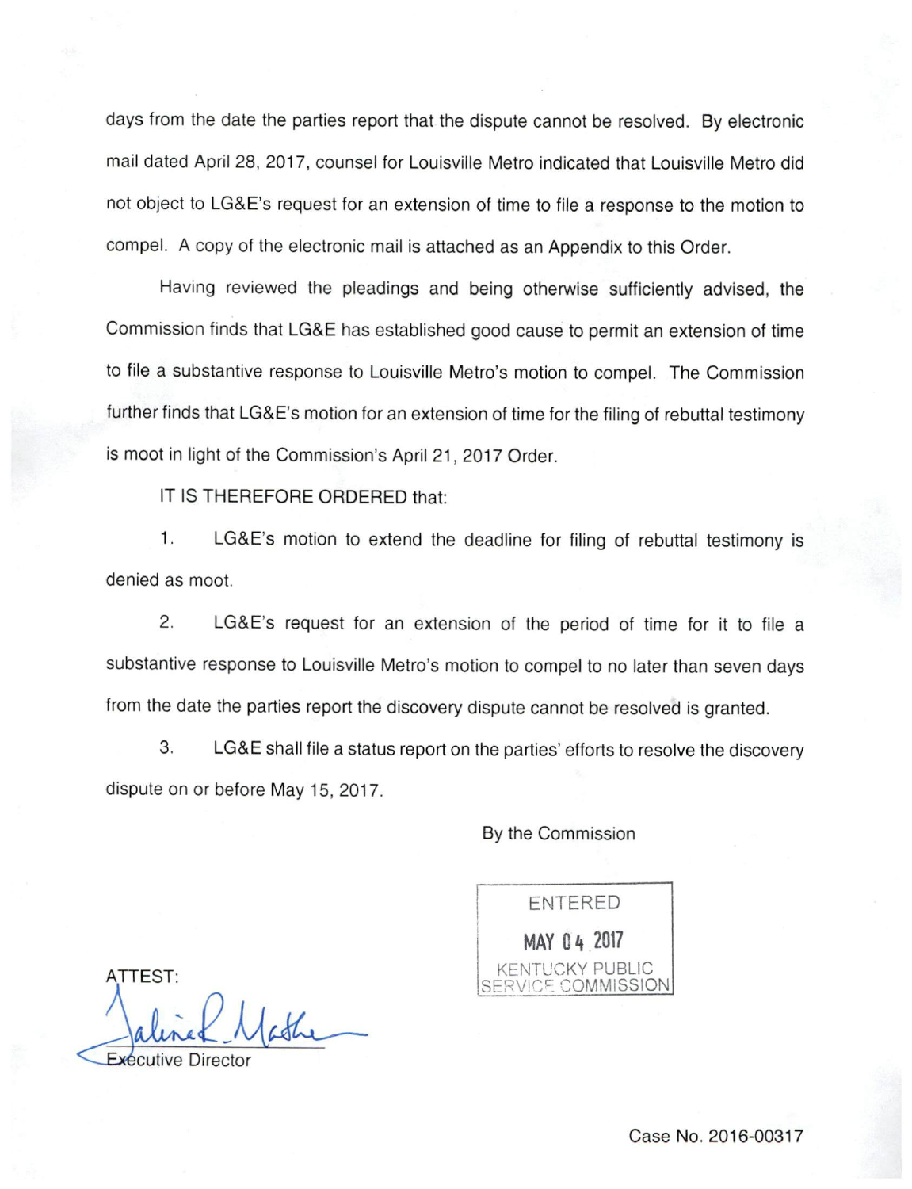days from the date the parties report that the dispute cannot be resolved. By electronic mail dated April 28, 2017, counsel for Louisville Metro indicated that Louisville Metro did not object to LG&E's request for an extension of time to file a response to the motion to compel. A copy of the electronic mail is attached as an Appendix to this Order.

Having reviewed the pleadings and being otherwise sufficiently advised, the Commission finds that LG&E has established good cause to permit an extension of time to file a substantive response to Louisville Metro's motion to compel. The Commission further finds that LG&E's motion for an extension of time for the filing of rebuttal testimony is moot in light of the Commission's April 21, 2017 Order.

IT IS THEREFORE ORDERED that:

1. LG&E's motion to extend the deadline for filing of rebuttal testimony is denied as moot.

2. LG&E's request for an extension of the period of time for it to file a substantive response to Louisville Metro's motion to compel to no later than seven days from the date the parties report the discovery dispute cannot be resolved is granted.

3. LG&E shall file a status report on the parties' efforts to resolve the discovery dispute on or before May 15, 2017.

By the Commission

ENTERED
MAY 04 2017
KENTUCKY PUBLIC SERVICE COMMISSION

ATTEST:

Executive Director

Case No. 2016-00317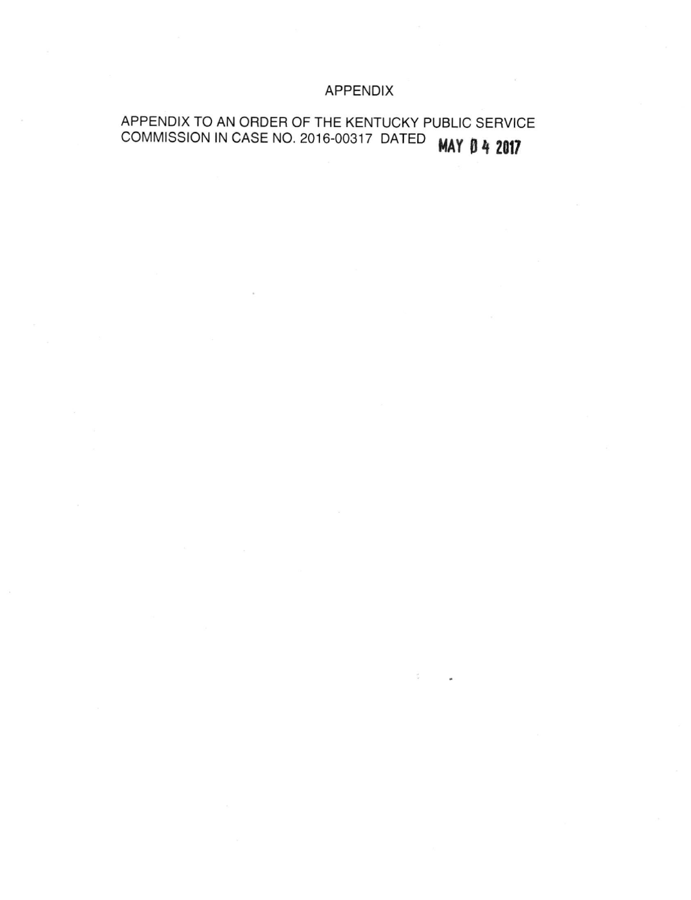# APPENDIX

APPENDIX TO AN ORDER OF THE KENTUCKY PUBLIC SERVICE COMMISSION IN CASE NO. 2016-00317 DATED **MAY 04 2017**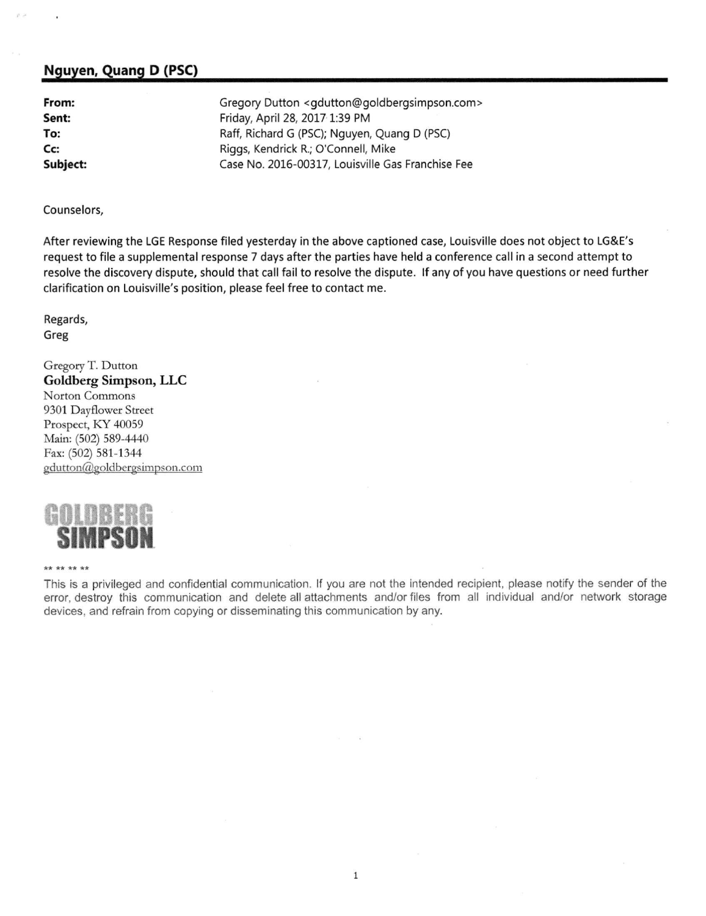## Nguyen, Quang D (PSC)

| | |
|---|---|
| **From:** | Gregory Dutton <gdutton@goldbergsimpson.com> |
| **Sent:** | Friday, April 28, 2017 1:39 PM |
| **To:** | Raff, Richard G (PSC); Nguyen, Quang D (PSC) |
| **Cc:** | Riggs, Kendrick R.; O'Connell, Mike |
| **Subject:** | Case No. 2016-00317, Louisville Gas Franchise Fee |

Counselors,

After reviewing the LGE Response filed yesterday in the above captioned case, Louisville does not object to LG&E's request to file a supplemental response 7 days after the parties have held a conference call in a second attempt to resolve the discovery dispute, should that call fail to resolve the dispute. If any of you have questions or need further clarification on Louisville's position, please feel free to contact me.

Regards,
Greg

Gregory T. Dutton
**Goldberg Simpson, LLC**
Norton Commons
9301 Dayflower Street
Prospect, KY 40059
Main: (502) 589-4440
Fax: (502) 581-1344
gdutton@goldbergsimpson.com

GOLDBERG SIMPSON

** ** ** **

This is a privileged and confidential communication. If you are not the intended recipient, please notify the sender of the error, destroy this communication and delete all attachments and/or files from all individual and/or network storage devices, and refrain from copying or disseminating this communication by any.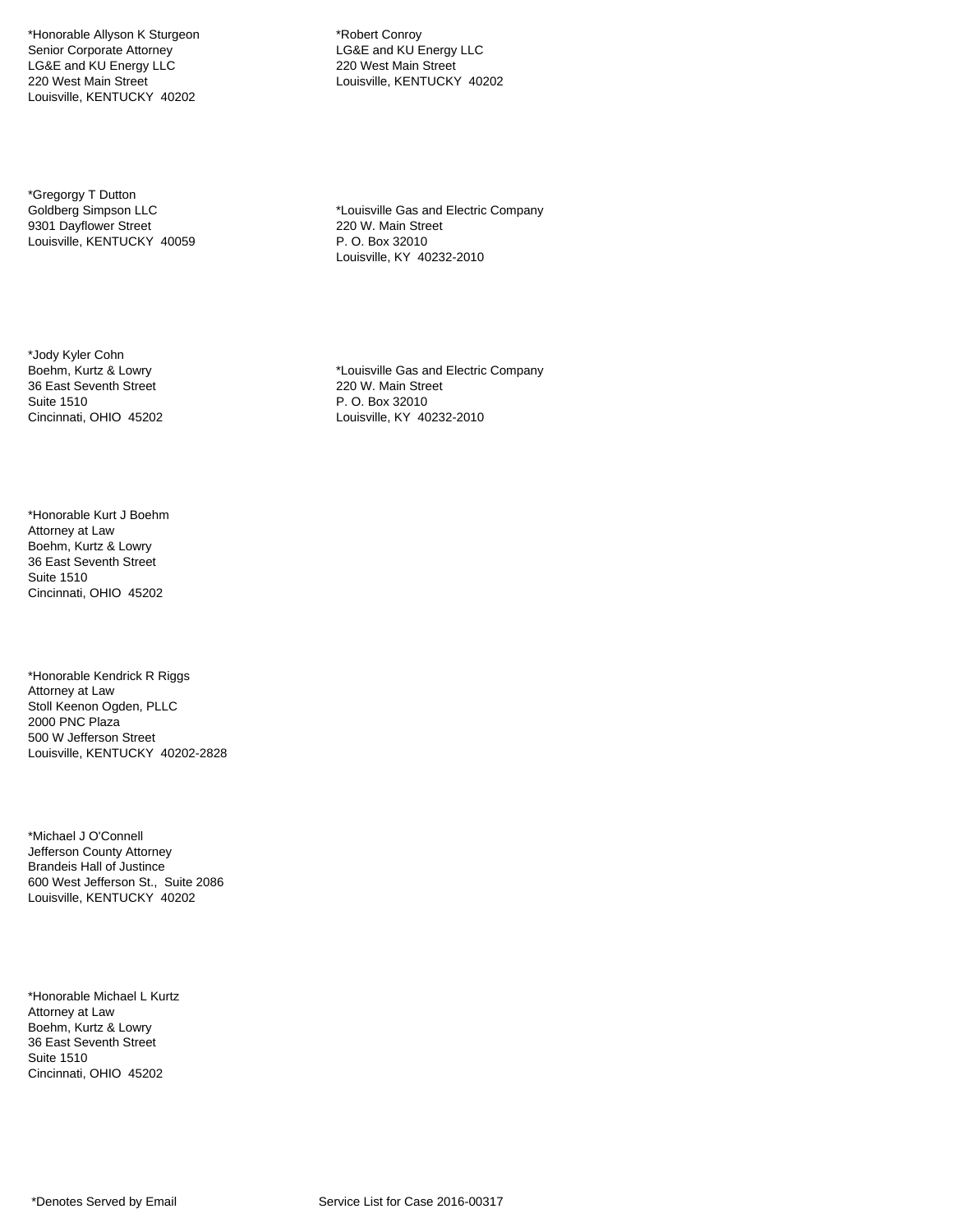*Honorable Allyson K Sturgeon
Senior Corporate Attorney
LG&E and KU Energy LLC
220 West Main Street
Louisville, KENTUCKY 40202

*Robert Conroy
LG&E and KU Energy LLC
220 West Main Street
Louisville, KENTUCKY 40202

*Gregorgy T Dutton
Goldberg Simpson LLC
9301 Dayflower Street
Louisville, KENTUCKY 40059

*Louisville Gas and Electric Company
220 W. Main Street
P. O. Box 32010
Louisville, KY 40232-2010

*Jody Kyler Cohn
Boehm, Kurtz & Lowry
36 East Seventh Street
Suite 1510
Cincinnati, OHIO 45202

*Louisville Gas and Electric Company
220 W. Main Street
P. O. Box 32010
Louisville, KY 40232-2010

*Honorable Kurt J Boehm
Attorney at Law
Boehm, Kurtz & Lowry
36 East Seventh Street
Suite 1510
Cincinnati, OHIO 45202

*Honorable Kendrick R Riggs
Attorney at Law
Stoll Keenon Ogden, PLLC
2000 PNC Plaza
500 W Jefferson Street
Louisville, KENTUCKY 40202-2828

*Michael J O'Connell
Jefferson County Attorney
Brandeis Hall of Justince
600 West Jefferson St., Suite 2086
Louisville, KENTUCKY 40202

*Honorable Michael L Kurtz
Attorney at Law
Boehm, Kurtz & Lowry
36 East Seventh Street
Suite 1510
Cincinnati, OHIO 45202

*Denotes Served by Email

Service List for Case 2016-00317